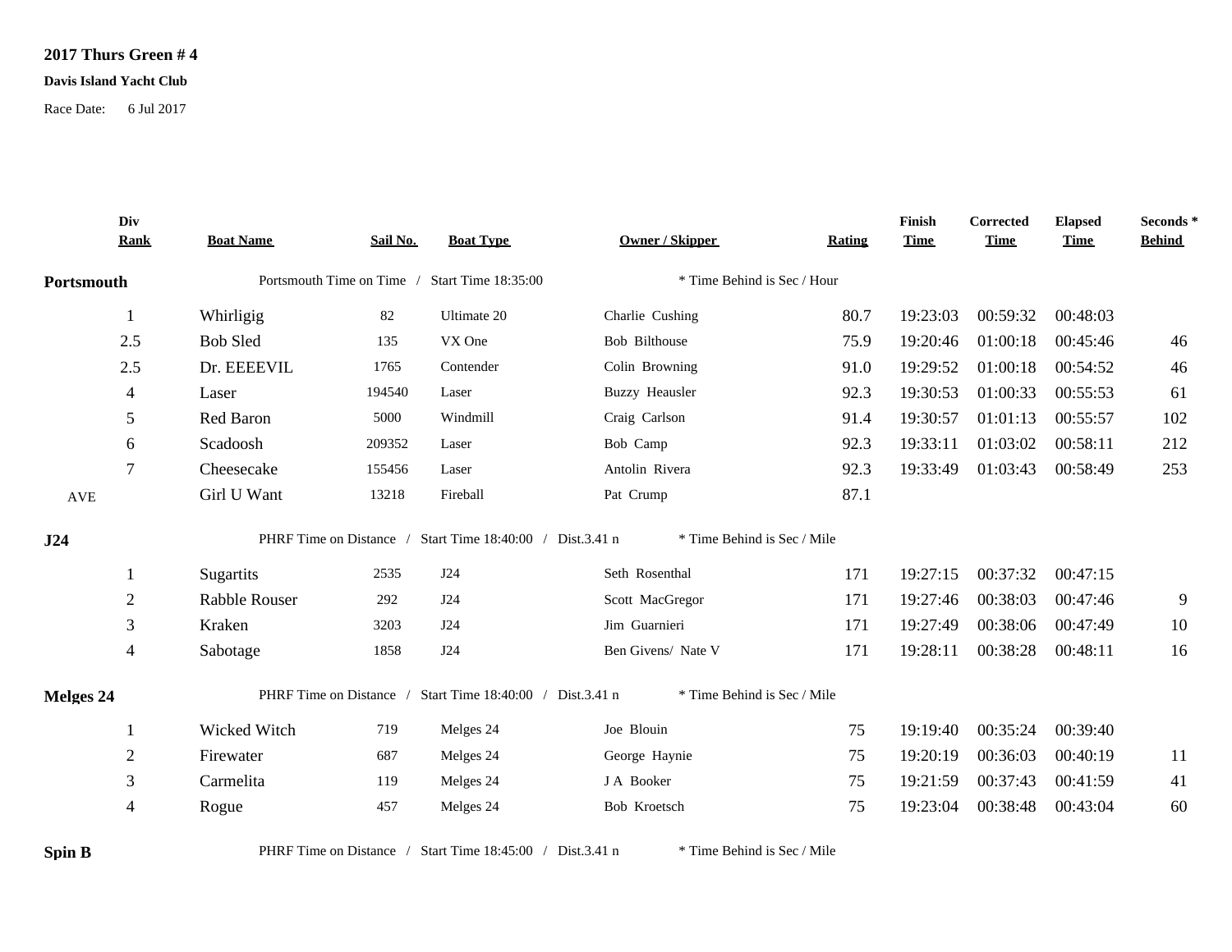**2017 Thurs Green # 4**

**Davis Island Yacht Club**

Race Date: 6 Jul 2017

| Div Rank | Boat Name | Sail No. | Boat Type | Owner / Skipper | Rating | Finish Time | Corrected Time | Elapsed Time | Seconds * Behind |
|---|---|---|---|---|---|---|---|---|---|
| **Portsmouth** | Portsmouth Time on Time / Start Time 18:35:00 | | | * Time Behind is Sec / Hour | | | | | |
| 1 | Whirligig | 82 | Ultimate 20 | Charlie Cushing | 80.7 | 19:23:03 | 00:59:32 | 00:48:03 | |
| 2.5 | Bob Sled | 135 | VX One | Bob Bilthouse | 75.9 | 19:20:46 | 01:00:18 | 00:45:46 | 46 |
| 2.5 | Dr. EEEEVIL | 1765 | Contender | Colin Browning | 91.0 | 19:29:52 | 01:00:18 | 00:54:52 | 46 |
| 4 | Laser | 194540 | Laser | Buzzy Heausler | 92.3 | 19:30:53 | 01:00:33 | 00:55:53 | 61 |
| 5 | Red Baron | 5000 | Windmill | Craig Carlson | 91.4 | 19:30:57 | 01:01:13 | 00:55:57 | 102 |
| 6 | Scadoosh | 209352 | Laser | Bob Camp | 92.3 | 19:33:11 | 01:03:02 | 00:58:11 | 212 |
| 7 | Cheesecake | 155456 | Laser | Antolin Rivera | 92.3 | 19:33:49 | 01:03:43 | 00:58:49 | 253 |
| AVE | Girl U Want | 13218 | Fireball | Pat Crump | 87.1 | | | | |
| **J24** | PHRF Time on Distance / Start Time 18:40:00 / Dist.3.41 n | | | * Time Behind is Sec / Mile | | | | | |
| 1 | Sugartits | 2535 | J24 | Seth Rosenthal | 171 | 19:27:15 | 00:37:32 | 00:47:15 | |
| 2 | Rabble Rouser | 292 | J24 | Scott MacGregor | 171 | 19:27:46 | 00:38:03 | 00:47:46 | 9 |
| 3 | Kraken | 3203 | J24 | Jim Guarnieri | 171 | 19:27:49 | 00:38:06 | 00:47:49 | 10 |
| 4 | Sabotage | 1858 | J24 | Ben Givens/ Nate V | 171 | 19:28:11 | 00:38:28 | 00:48:11 | 16 |
| **Melges 24** | PHRF Time on Distance / Start Time 18:40:00 / Dist.3.41 n | | | * Time Behind is Sec / Mile | | | | | |
| 1 | Wicked Witch | 719 | Melges 24 | Joe Blouin | 75 | 19:19:40 | 00:35:24 | 00:39:40 | |
| 2 | Firewater | 687 | Melges 24 | George Haynie | 75 | 19:20:19 | 00:36:03 | 00:40:19 | 11 |
| 3 | Carmelita | 119 | Melges 24 | J A Booker | 75 | 19:21:59 | 00:37:43 | 00:41:59 | 41 |
| 4 | Rogue | 457 | Melges 24 | Bob Kroetsch | 75 | 19:23:04 | 00:38:48 | 00:43:04 | 60 |
| **Spin B** | PHRF Time on Distance / Start Time 18:45:00 / Dist.3.41 n | | | * Time Behind is Sec / Mile | | | | | |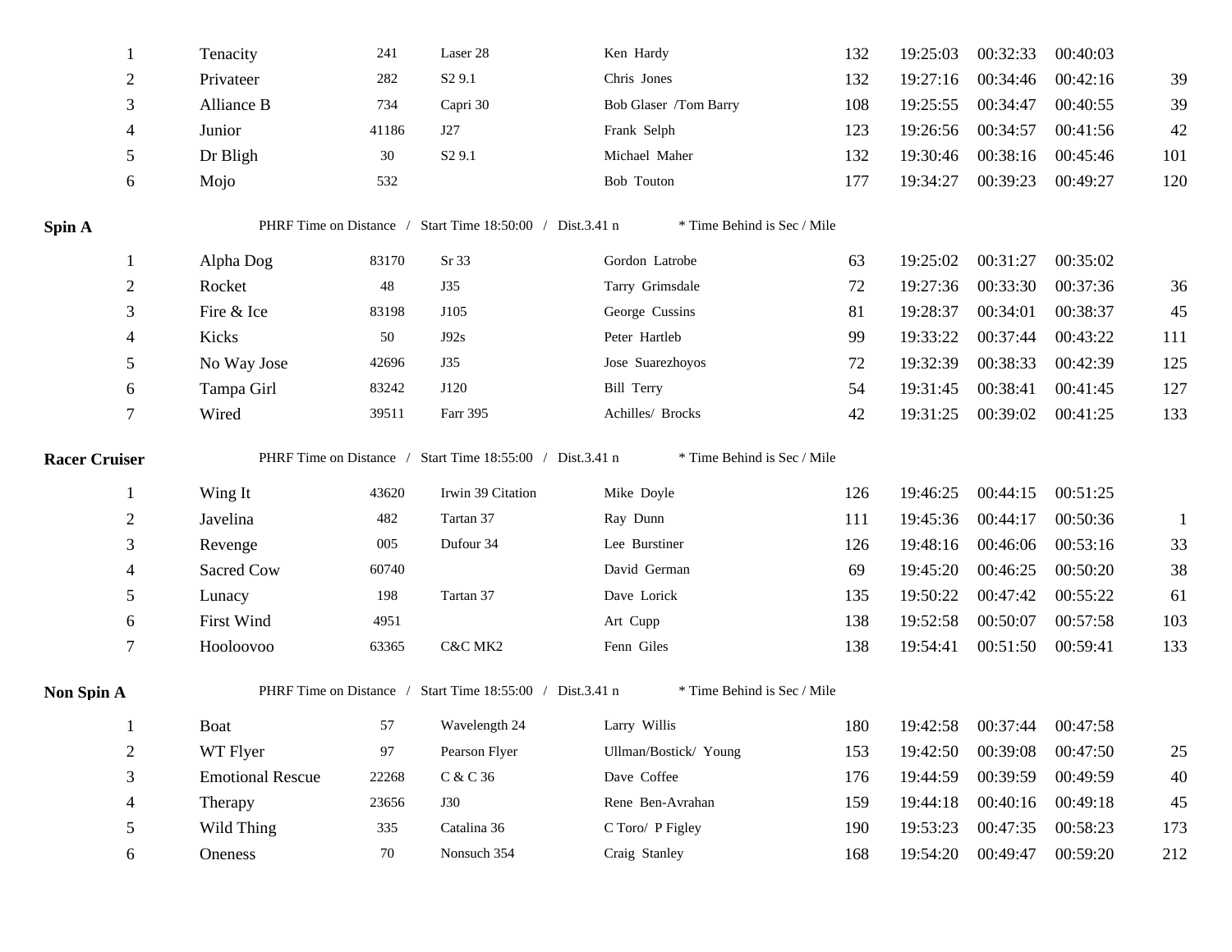| | | | | | | | | | |
|---|---|---|---|---|---|---|---|---|---|
| 1 | Tenacity | 241 | Laser 28 | Ken Hardy | 132 | 19:25:03 | 00:32:33 | 00:40:03 | |
| 2 | Privateer | 282 | S2 9.1 | Chris Jones | 132 | 19:27:16 | 00:34:46 | 00:42:16 | 39 |
| 3 | Alliance B | 734 | Capri 30 | Bob Glaser /Tom Barry | 108 | 19:25:55 | 00:34:47 | 00:40:55 | 39 |
| 4 | Junior | 41186 | J27 | Frank Selph | 123 | 19:26:56 | 00:34:57 | 00:41:56 | 42 |
| 5 | Dr Bligh | 30 | S2 9.1 | Michael Maher | 132 | 19:30:46 | 00:38:16 | 00:45:46 | 101 |
| 6 | Mojo | 532 | | Bob Touton | 177 | 19:34:27 | 00:39:23 | 00:49:27 | 120 |

**Spin A** PHRF Time on Distance / Start Time 18:50:00 / Dist.3.41 n * Time Behind is Sec / Mile

| | | | | | | | | | |
|---|---|---|---|---|---|---|---|---|---|
| 1 | Alpha Dog | 83170 | Sr 33 | Gordon Latrobe | 63 | 19:25:02 | 00:31:27 | 00:35:02 | |
| 2 | Rocket | 48 | J35 | Tarry Grimsdale | 72 | 19:27:36 | 00:33:30 | 00:37:36 | 36 |
| 3 | Fire & Ice | 83198 | J105 | George Cussins | 81 | 19:28:37 | 00:34:01 | 00:38:37 | 45 |
| 4 | Kicks | 50 | J92s | Peter Hartleb | 99 | 19:33:22 | 00:37:44 | 00:43:22 | 111 |
| 5 | No Way Jose | 42696 | J35 | Jose Suarezhoyos | 72 | 19:32:39 | 00:38:33 | 00:42:39 | 125 |
| 6 | Tampa Girl | 83242 | J120 | Bill Terry | 54 | 19:31:45 | 00:38:41 | 00:41:45 | 127 |
| 7 | Wired | 39511 | Farr 395 | Achilles/ Brocks | 42 | 19:31:25 | 00:39:02 | 00:41:25 | 133 |

**Racer Cruiser** PHRF Time on Distance / Start Time 18:55:00 / Dist.3.41 n * Time Behind is Sec / Mile

| | | | | | | | | | |
|---|---|---|---|---|---|---|---|---|---|
| 1 | Wing It | 43620 | Irwin 39 Citation | Mike Doyle | 126 | 19:46:25 | 00:44:15 | 00:51:25 | |
| 2 | Javelina | 482 | Tartan 37 | Ray Dunn | 111 | 19:45:36 | 00:44:17 | 00:50:36 | 1 |
| 3 | Revenge | 005 | Dufour 34 | Lee Burstiner | 126 | 19:48:16 | 00:46:06 | 00:53:16 | 33 |
| 4 | Sacred Cow | 60740 | | David German | 69 | 19:45:20 | 00:46:25 | 00:50:20 | 38 |
| 5 | Lunacy | 198 | Tartan 37 | Dave Lorick | 135 | 19:50:22 | 00:47:42 | 00:55:22 | 61 |
| 6 | First Wind | 4951 | | Art Cupp | 138 | 19:52:58 | 00:50:07 | 00:57:58 | 103 |
| 7 | Hooloovoo | 63365 | C&C MK2 | Fenn Giles | 138 | 19:54:41 | 00:51:50 | 00:59:41 | 133 |

**Non Spin A** PHRF Time on Distance / Start Time 18:55:00 / Dist.3.41 n * Time Behind is Sec / Mile

| | | | | | | | | | |
|---|---|---|---|---|---|---|---|---|---|
| 1 | Boat | 57 | Wavelength 24 | Larry Willis | 180 | 19:42:58 | 00:37:44 | 00:47:58 | |
| 2 | WT Flyer | 97 | Pearson Flyer | Ullman/Bostick/ Young | 153 | 19:42:50 | 00:39:08 | 00:47:50 | 25 |
| 3 | Emotional Rescue | 22268 | C & C 36 | Dave Coffee | 176 | 19:44:59 | 00:39:59 | 00:49:59 | 40 |
| 4 | Therapy | 23656 | J30 | Rene Ben-Avrahan | 159 | 19:44:18 | 00:40:16 | 00:49:18 | 45 |
| 5 | Wild Thing | 335 | Catalina 36 | C Toro/ P Figley | 190 | 19:53:23 | 00:47:35 | 00:58:23 | 173 |
| 6 | Oneness | 70 | Nonsuch 354 | Craig Stanley | 168 | 19:54:20 | 00:49:47 | 00:59:20 | 212 |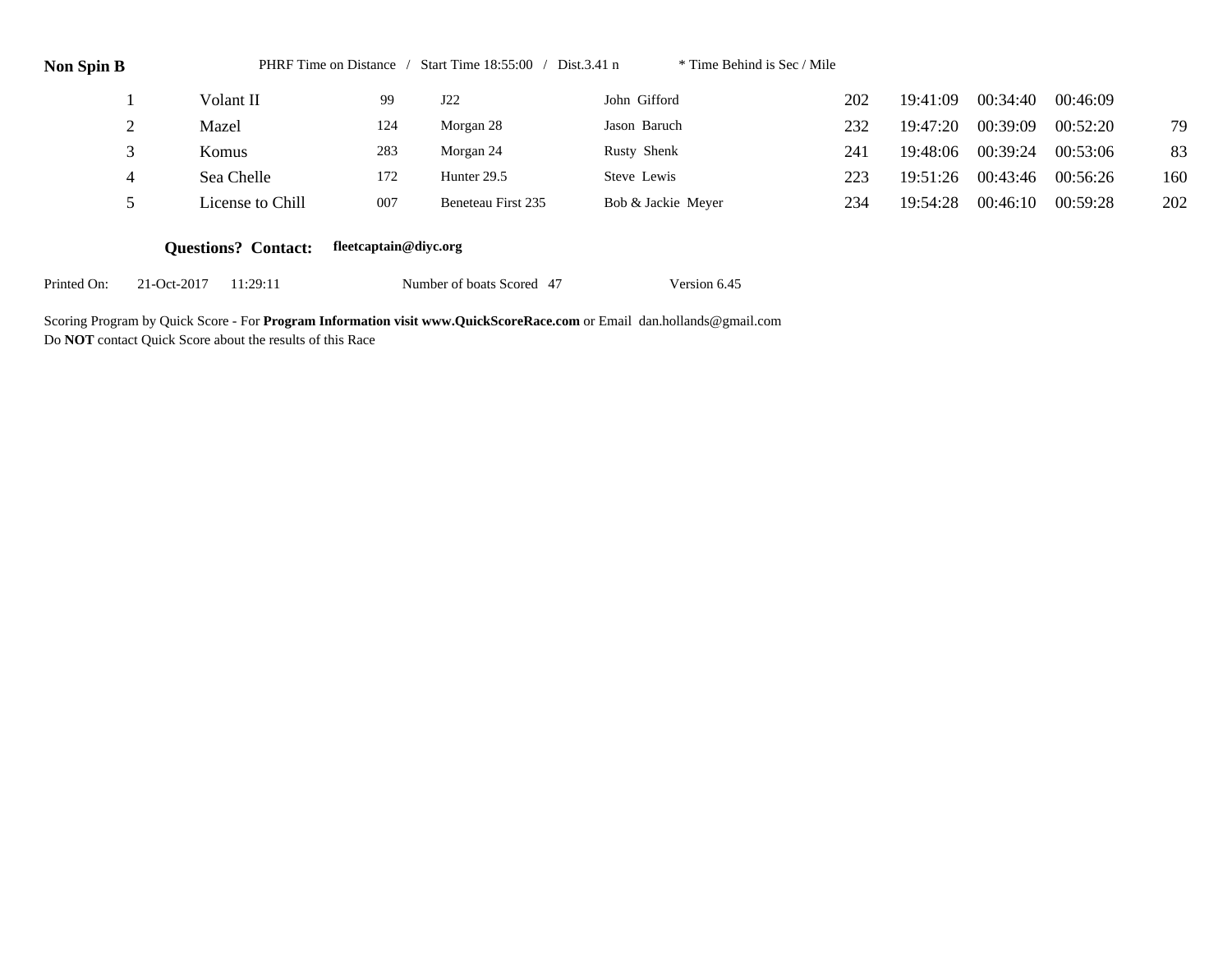**Non Spin B** PHRF Time on Distance / Start Time 18:55:00 / Dist.3.41 n * Time Behind is Sec / Mile

| | | | | | | | | | |
|---|---|---|---|---|---|---|---|---|---|
| 1 | Volant II | 99 | J22 | John Gifford | 202 | 19:41:09 | 00:34:40 | 00:46:09 | |
| 2 | Mazel | 124 | Morgan 28 | Jason Baruch | 232 | 19:47:20 | 00:39:09 | 00:52:20 | 79 |
| 3 | Komus | 283 | Morgan 24 | Rusty Shenk | 241 | 19:48:06 | 00:39:24 | 00:53:06 | 83 |
| 4 | Sea Chelle | 172 | Hunter 29.5 | Steve Lewis | 223 | 19:51:26 | 00:43:46 | 00:56:26 | 160 |
| 5 | License to Chill | 007 | Beneteau First 235 | Bob & Jackie Meyer | 234 | 19:54:28 | 00:46:10 | 00:59:28 | 202 |

**Questions? Contact:** **fleetcaptain@diyc.org**

Printed On: 21-Oct-2017 11:29:11 Number of boats Scored 47 Version 6.45

Scoring Program by Quick Score - For **Program Information visit www.QuickScoreRace.com** or Email dan.hollands@gmail.com
Do **NOT** contact Quick Score about the results of this Race